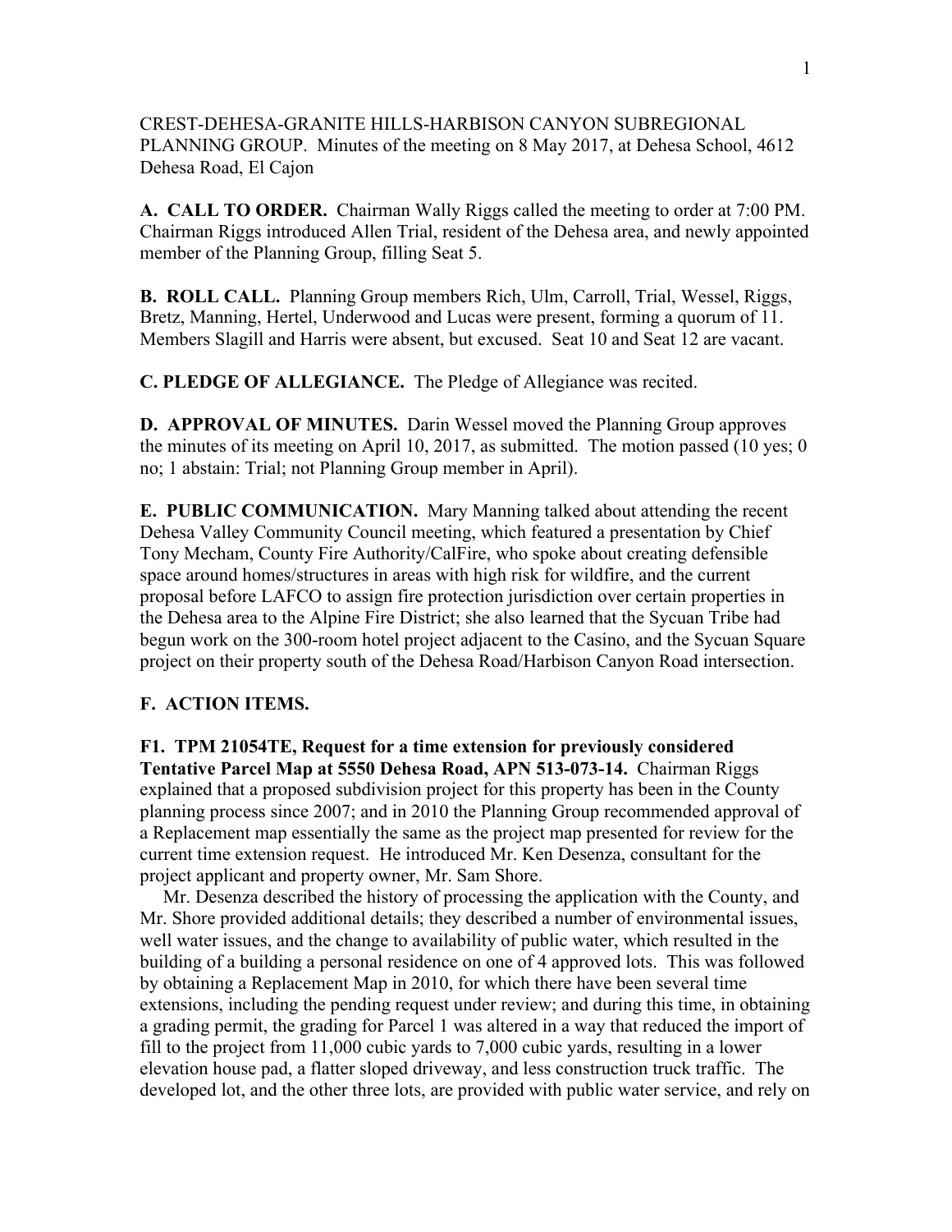CREST-DEHESA-GRANITE HILLS-HARBISON CANYON SUBREGIONAL PLANNING GROUP. Minutes of the meeting on 8 May 2017, at Dehesa School, 4612 Dehesa Road, El Cajon

**A. CALL TO ORDER.** Chairman Wally Riggs called the meeting to order at 7:00 PM. Chairman Riggs introduced Allen Trial, resident of the Dehesa area, and newly appointed member of the Planning Group, filling Seat 5.

**B. ROLL CALL.** Planning Group members Rich, Ulm, Carroll, Trial, Wessel, Riggs, Bretz, Manning, Hertel, Underwood and Lucas were present, forming a quorum of 11. Members Slagill and Harris were absent, but excused. Seat 10 and Seat 12 are vacant.

**C. PLEDGE OF ALLEGIANCE.** The Pledge of Allegiance was recited.

**D. APPROVAL OF MINUTES.** Darin Wessel moved the Planning Group approves the minutes of its meeting on April 10, 2017, as submitted. The motion passed (10 yes; 0 no; 1 abstain: Trial; not Planning Group member in April).

**E. PUBLIC COMMUNICATION.** Mary Manning talked about attending the recent Dehesa Valley Community Council meeting, which featured a presentation by Chief Tony Mecham, County Fire Authority/CalFire, who spoke about creating defensible space around homes/structures in areas with high risk for wildfire, and the current proposal before LAFCO to assign fire protection jurisdiction over certain properties in the Dehesa area to the Alpine Fire District; she also learned that the Sycuan Tribe had begun work on the 300-room hotel project adjacent to the Casino, and the Sycuan Square project on their property south of the Dehesa Road/Harbison Canyon Road intersection.

**F. ACTION ITEMS.**

**F1. TPM 21054TE, Request for a time extension for previously considered Tentative Parcel Map at 5550 Dehesa Road, APN 513-073-14.** Chairman Riggs explained that a proposed subdivision project for this property has been in the County planning process since 2007; and in 2010 the Planning Group recommended approval of a Replacement map essentially the same as the project map presented for review for the current time extension request. He introduced Mr. Ken Desenza, consultant for the project applicant and property owner, Mr. Sam Shore.

Mr. Desenza described the history of processing the application with the County, and Mr. Shore provided additional details; they described a number of environmental issues, well water issues, and the change to availability of public water, which resulted in the building of a building a personal residence on one of 4 approved lots. This was followed by obtaining a Replacement Map in 2010, for which there have been several time extensions, including the pending request under review; and during this time, in obtaining a grading permit, the grading for Parcel 1 was altered in a way that reduced the import of fill to the project from 11,000 cubic yards to 7,000 cubic yards, resulting in a lower elevation house pad, a flatter sloped driveway, and less construction truck traffic. The developed lot, and the other three lots, are provided with public water service, and rely on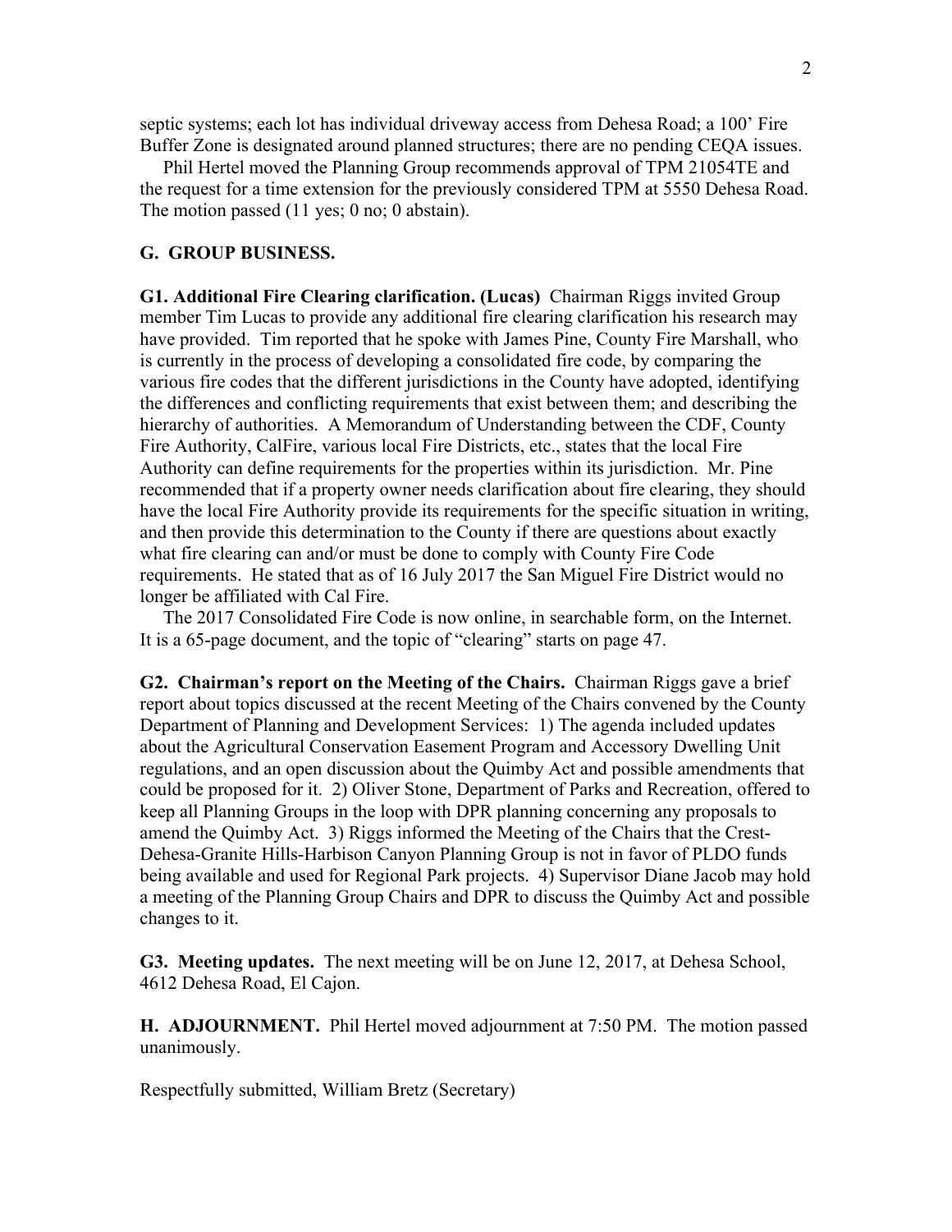septic systems; each lot has individual driveway access from Dehesa Road; a 100' Fire Buffer Zone is designated around planned structures; there are no pending CEQA issues.

Phil Hertel moved the Planning Group recommends approval of TPM 21054TE and the request for a time extension for the previously considered TPM at 5550 Dehesa Road. The motion passed (11 yes; 0 no; 0 abstain).

## G. GROUP BUSINESS.

**G1. Additional Fire Clearing clarification. (Lucas)** Chairman Riggs invited Group member Tim Lucas to provide any additional fire clearing clarification his research may have provided. Tim reported that he spoke with James Pine, County Fire Marshall, who is currently in the process of developing a consolidated fire code, by comparing the various fire codes that the different jurisdictions in the County have adopted, identifying the differences and conflicting requirements that exist between them; and describing the hierarchy of authorities. A Memorandum of Understanding between the CDF, County Fire Authority, CalFire, various local Fire Districts, etc., states that the local Fire Authority can define requirements for the properties within its jurisdiction. Mr. Pine recommended that if a property owner needs clarification about fire clearing, they should have the local Fire Authority provide its requirements for the specific situation in writing, and then provide this determination to the County if there are questions about exactly what fire clearing can and/or must be done to comply with County Fire Code requirements. He stated that as of 16 July 2017 the San Miguel Fire District would no longer be affiliated with Cal Fire.

The 2017 Consolidated Fire Code is now online, in searchable form, on the Internet. It is a 65-page document, and the topic of "clearing" starts on page 47.

**G2. Chairman's report on the Meeting of the Chairs.** Chairman Riggs gave a brief report about topics discussed at the recent Meeting of the Chairs convened by the County Department of Planning and Development Services: 1) The agenda included updates about the Agricultural Conservation Easement Program and Accessory Dwelling Unit regulations, and an open discussion about the Quimby Act and possible amendments that could be proposed for it. 2) Oliver Stone, Department of Parks and Recreation, offered to keep all Planning Groups in the loop with DPR planning concerning any proposals to amend the Quimby Act. 3) Riggs informed the Meeting of the Chairs that the Crest-Dehesa-Granite Hills-Harbison Canyon Planning Group is not in favor of PLDO funds being available and used for Regional Park projects. 4) Supervisor Diane Jacob may hold a meeting of the Planning Group Chairs and DPR to discuss the Quimby Act and possible changes to it.

**G3. Meeting updates.** The next meeting will be on June 12, 2017, at Dehesa School, 4612 Dehesa Road, El Cajon.

**H. ADJOURNMENT.** Phil Hertel moved adjournment at 7:50 PM. The motion passed unanimously.

Respectfully submitted, William Bretz (Secretary)